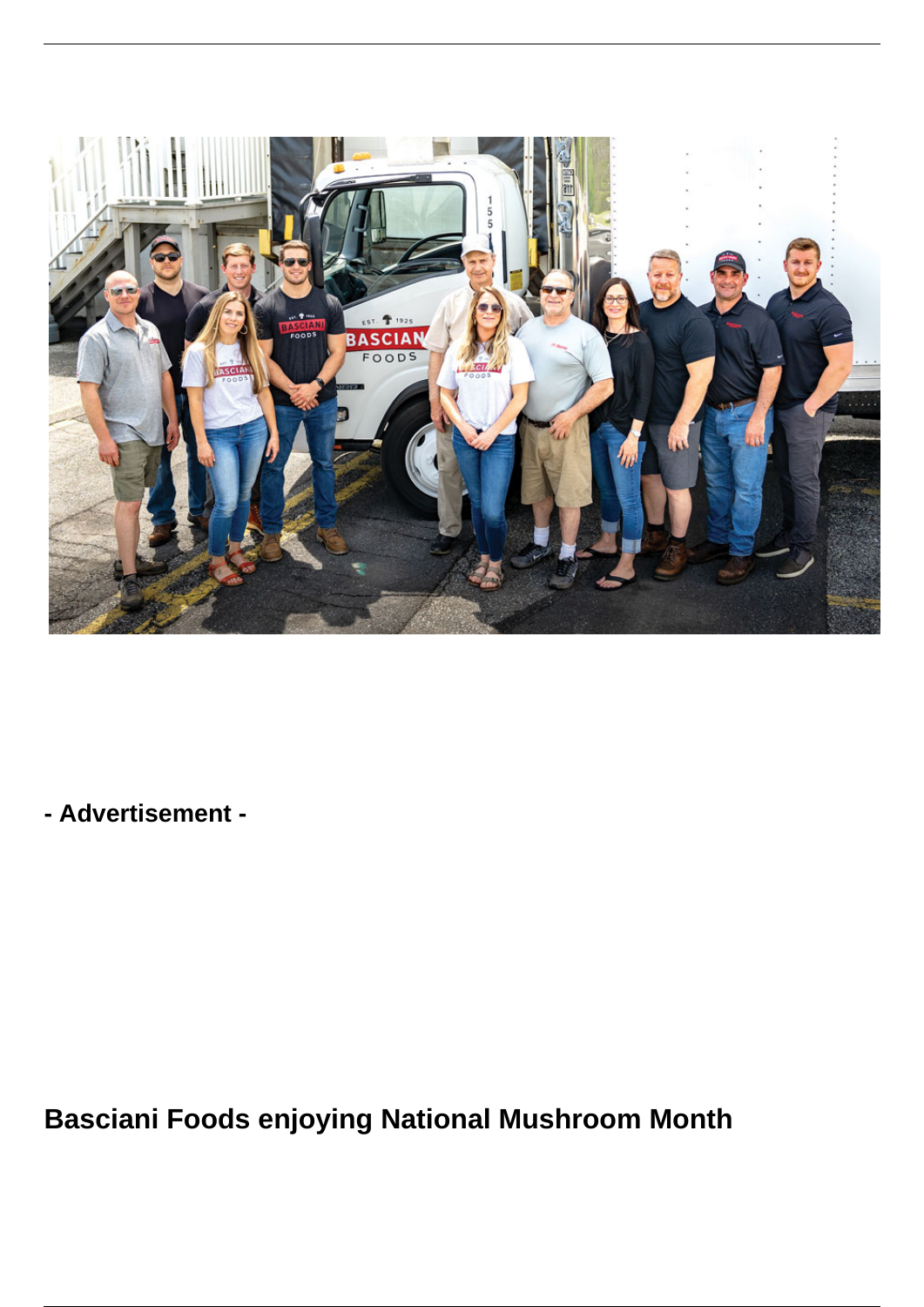- Advertisement -

## Basciani Foods enjoying National Mushroom Month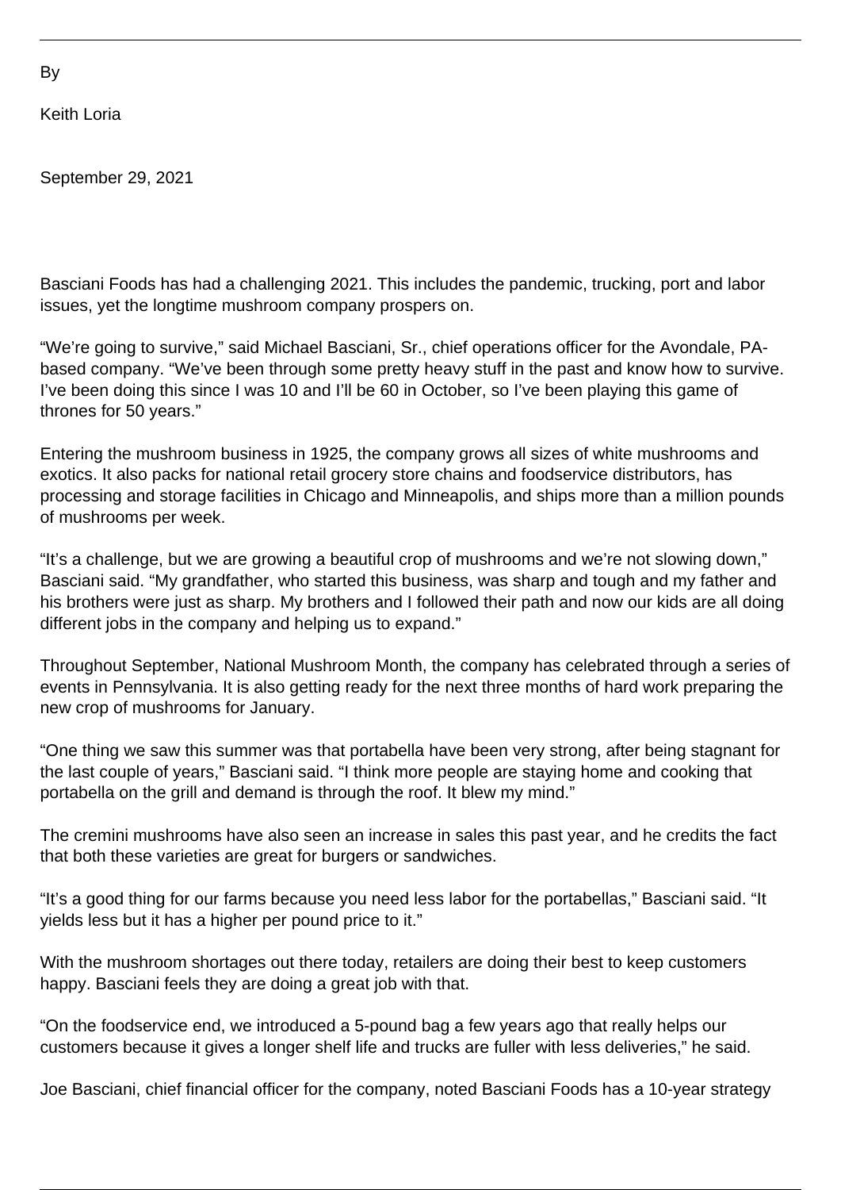By

Keith Loria

September 29, 2021

Basciani Foods has had a challenging 2021. This includes the pandemic, trucking, port and labor issues, yet the longtime mushroom company prospers on.

"We're going to survive," said Michael Basciani, Sr., chief operations officer for the Avondale, PA-based company. "We've been through some pretty heavy stuff in the past and know how to survive. I've been doing this since I was 10 and I'll be 60 in October, so I've been playing this game of thrones for 50 years."

Entering the mushroom business in 1925, the company grows all sizes of white mushrooms and exotics. It also packs for national retail grocery store chains and foodservice distributors, has processing and storage facilities in Chicago and Minneapolis, and ships more than a million pounds of mushrooms per week.

"It's a challenge, but we are growing a beautiful crop of mushrooms and we're not slowing down," Basciani said. "My grandfather, who started this business, was sharp and tough and my father and his brothers were just as sharp. My brothers and I followed their path and now our kids are all doing different jobs in the company and helping us to expand."

Throughout September, National Mushroom Month, the company has celebrated through a series of events in Pennsylvania. It is also getting ready for the next three months of hard work preparing the new crop of mushrooms for January.

"One thing we saw this summer was that portabella have been very strong, after being stagnant for the last couple of years," Basciani said. "I think more people are staying home and cooking that portabella on the grill and demand is through the roof. It blew my mind."

The cremini mushrooms have also seen an increase in sales this past year, and he credits the fact that both these varieties are great for burgers or sandwiches.

"It's a good thing for our farms because you need less labor for the portabellas," Basciani said. "It yields less but it has a higher per pound price to it."

With the mushroom shortages out there today, retailers are doing their best to keep customers happy. Basciani feels they are doing a great job with that.

"On the foodservice end, we introduced a 5-pound bag a few years ago that really helps our customers because it gives a longer shelf life and trucks are fuller with less deliveries," he said.

Joe Basciani, chief financial officer for the company, noted Basciani Foods has a 10-year strategy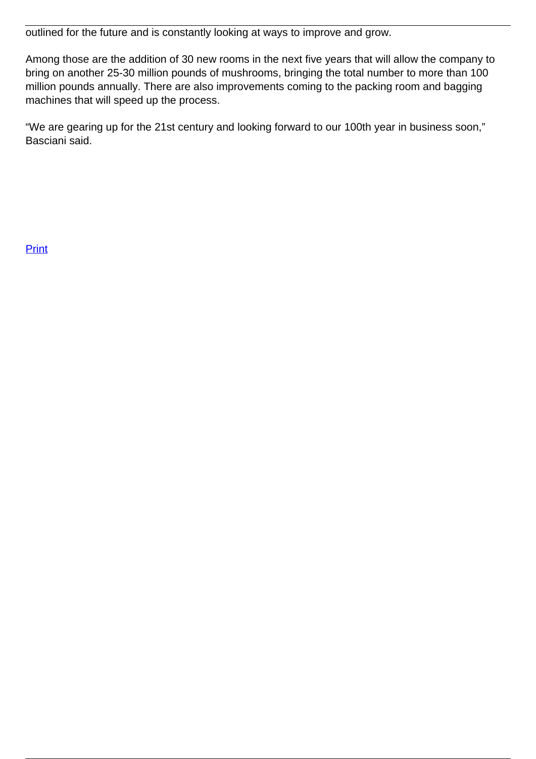outlined for the future and is constantly looking at ways to improve and grow.

Among those are the addition of 30 new rooms in the next five years that will allow the company to bring on another 25-30 million pounds of mushrooms, bringing the total number to more than 100 million pounds annually. There are also improvements coming to the packing room and bagging machines that will speed up the process.

“We are gearing up for the 21st century and looking forward to our 100th year in business soon,” Basciani said.

Print